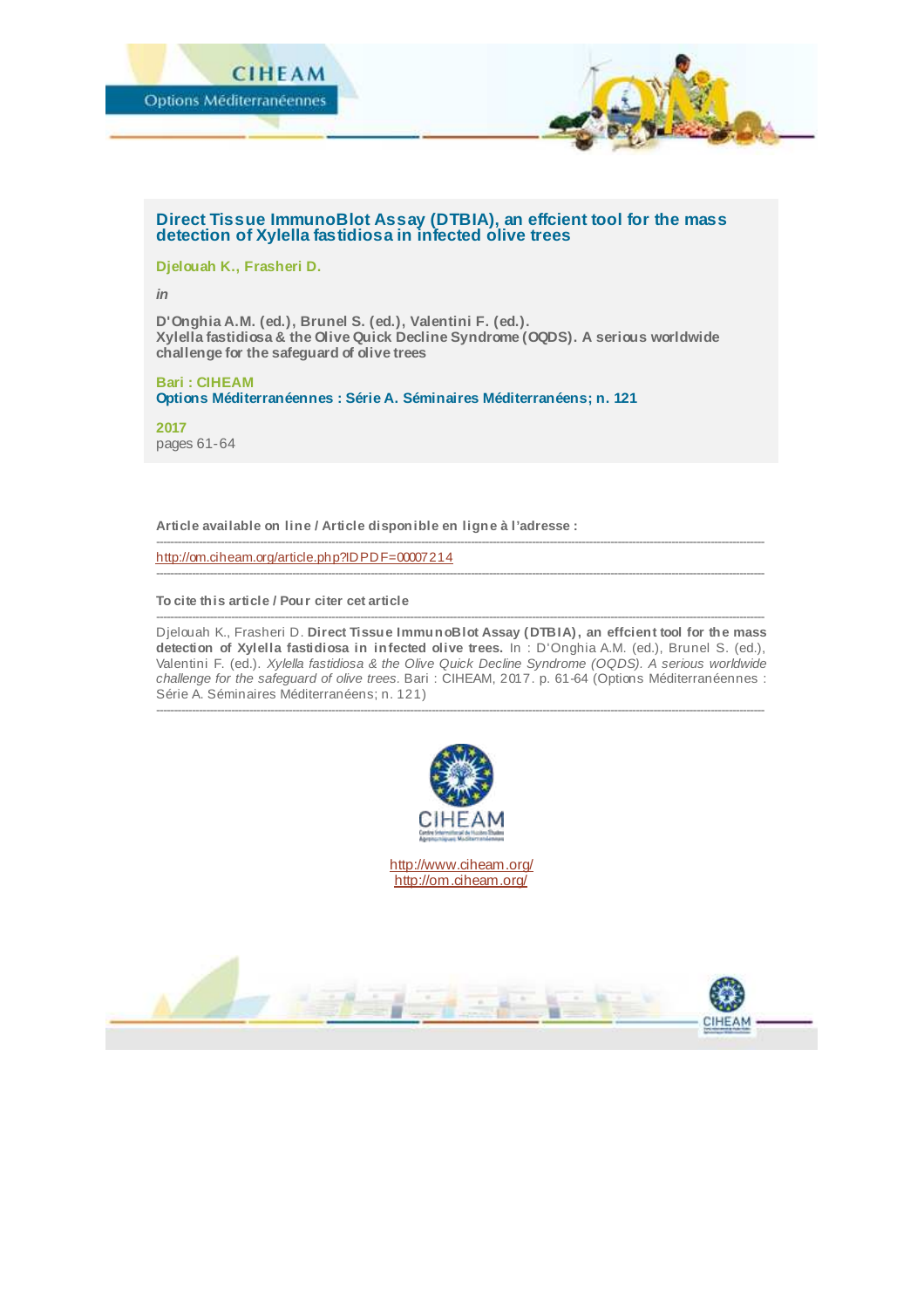CIHEAM

Options Méditerranéennes

# Direct Tissue ImmunoBlot Assay (DTBIA), an effcient tool for the mass detection of Xylella fastidiosa in infected olive trees

**Djelouah K., Frasheri D.**

*in*

**D'Onghia A.M. (ed.), Brunel S. (ed.), Valentini F. (ed.).**
**Xylella fastidiosa & the Olive Quick Decline Syndrome (OQDS). A serious worldwide challenge for the safeguard of olive trees**

**Bari : CIHEAM**
**Options Méditerranéennes : Série A. Séminaires Méditerranéens; n. 121**

**2017**
pages 61-64

---

**Article available on line / Article disponible en ligne à l'adresse :**

---

http://om.ciheam.org/article.php?IDPDF=00007214

---

**To cite this article / Pour citer cet article**

---

Djelouah K., Frasheri D. **Direct Tissue ImmunoBlot Assay (DTBIA), an effcient tool for the mass detection of Xylella fastidiosa in infected olive trees.** In : D'Onghia A.M. (ed.), Brunel S. (ed.), Valentini F. (ed.). *Xylella fastidiosa & the Olive Quick Decline Syndrome (OQDS). A serious worldwide challenge for the safeguard of olive trees*. Bari : CIHEAM, 2017. p. 61-64 (Options Méditerranéennes : Série A. Séminaires Méditerranéens; n. 121)

---

CIHEAM

http://www.ciheam.org/
http://om.ciheam.org/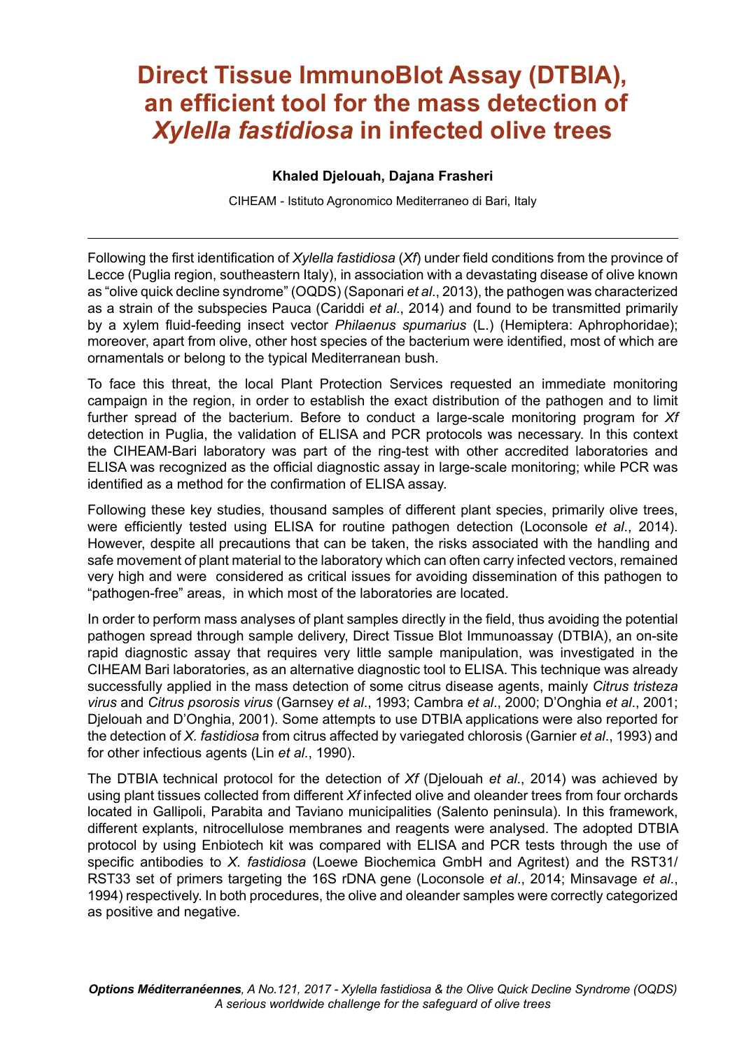# Direct Tissue ImmunoBlot Assay (DTBIA), an efficient tool for the mass detection of *Xylella fastidiosa* in infected olive trees

**Khaled Djelouah, Dajana Frasheri**

CIHEAM - Istituto Agronomico Mediterraneo di Bari, Italy

---

Following the first identification of *Xylella fastidiosa* (*Xf*) under field conditions from the province of Lecce (Puglia region, southeastern Italy), in association with a devastating disease of olive known as "olive quick decline syndrome" (OQDS) (Saponari *et al*., 2013), the pathogen was characterized as a strain of the subspecies Pauca (Cariddi *et al*., 2014) and found to be transmitted primarily by a xylem fluid-feeding insect vector *Philaenus spumarius* (L.) (Hemiptera: Aphrophoridae); moreover, apart from olive, other host species of the bacterium were identified, most of which are ornamentals or belong to the typical Mediterranean bush.

To face this threat, the local Plant Protection Services requested an immediate monitoring campaign in the region, in order to establish the exact distribution of the pathogen and to limit further spread of the bacterium. Before to conduct a large-scale monitoring program for *Xf* detection in Puglia, the validation of ELISA and PCR protocols was necessary. In this context the CIHEAM-Bari laboratory was part of the ring-test with other accredited laboratories and ELISA was recognized as the official diagnostic assay in large-scale monitoring; while PCR was identified as a method for the confirmation of ELISA assay.

Following these key studies, thousand samples of different plant species, primarily olive trees, were efficiently tested using ELISA for routine pathogen detection (Loconsole *et al*., 2014). However, despite all precautions that can be taken, the risks associated with the handling and safe movement of plant material to the laboratory which can often carry infected vectors, remained very high and were considered as critical issues for avoiding dissemination of this pathogen to "pathogen-free" areas, in which most of the laboratories are located.

In order to perform mass analyses of plant samples directly in the field, thus avoiding the potential pathogen spread through sample delivery, Direct Tissue Blot Immunoassay (DTBIA), an on-site rapid diagnostic assay that requires very little sample manipulation, was investigated in the CIHEAM Bari laboratories, as an alternative diagnostic tool to ELISA. This technique was already successfully applied in the mass detection of some citrus disease agents, mainly *Citrus tristeza virus* and *Citrus psorosis virus* (Garnsey *et al*., 1993; Cambra *et al*., 2000; D'Onghia *et al*., 2001; Djelouah and D'Onghia, 2001). Some attempts to use DTBIA applications were also reported for the detection of *X. fastidiosa* from citrus affected by variegated chlorosis (Garnier *et al*., 1993) and for other infectious agents (Lin *et al*., 1990).

The DTBIA technical protocol for the detection of *Xf* (Djelouah *et al*., 2014) was achieved by using plant tissues collected from different *Xf* infected olive and oleander trees from four orchards located in Gallipoli, Parabita and Taviano municipalities (Salento peninsula). In this framework, different explants, nitrocellulose membranes and reagents were analysed. The adopted DTBIA protocol by using Enbiotech kit was compared with ELISA and PCR tests through the use of specific antibodies to *X. fastidiosa* (Loewe Biochemica GmbH and Agritest) and the RST31/RST33 set of primers targeting the 16S rDNA gene (Loconsole *et al*., 2014; Minsavage *et al*., 1994) respectively. In both procedures, the olive and oleander samples were correctly categorized as positive and negative.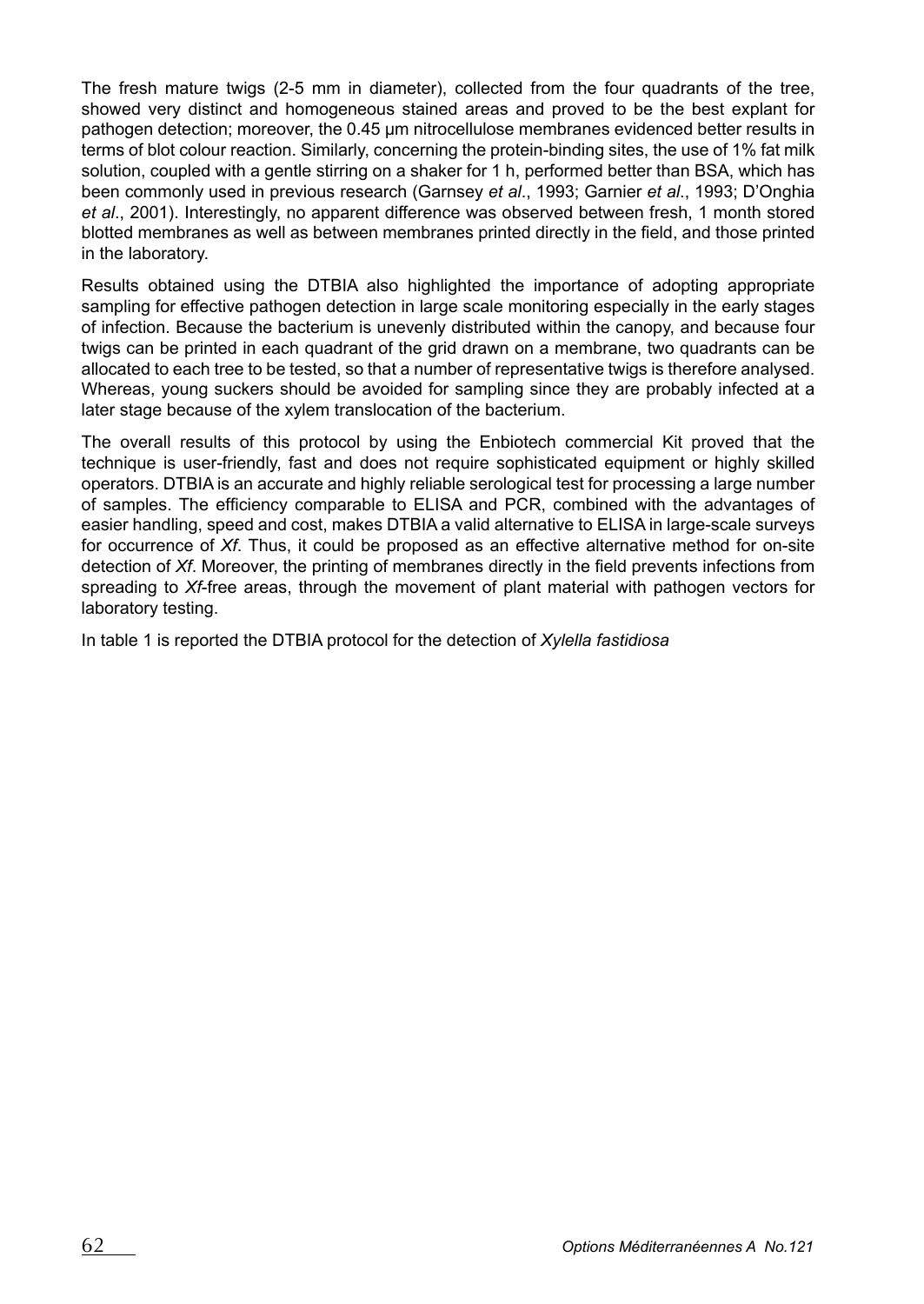The fresh mature twigs (2-5 mm in diameter), collected from the four quadrants of the tree, showed very distinct and homogeneous stained areas and proved to be the best explant for pathogen detection; moreover, the 0.45 µm nitrocellulose membranes evidenced better results in terms of blot colour reaction. Similarly, concerning the protein-binding sites, the use of 1% fat milk solution, coupled with a gentle stirring on a shaker for 1 h, performed better than BSA, which has been commonly used in previous research (Garnsey *et al*., 1993; Garnier *et al*., 1993; D'Onghia *et al*., 2001). Interestingly, no apparent difference was observed between fresh, 1 month stored blotted membranes as well as between membranes printed directly in the field, and those printed in the laboratory.

Results obtained using the DTBIA also highlighted the importance of adopting appropriate sampling for effective pathogen detection in large scale monitoring especially in the early stages of infection. Because the bacterium is unevenly distributed within the canopy, and because four twigs can be printed in each quadrant of the grid drawn on a membrane, two quadrants can be allocated to each tree to be tested, so that a number of representative twigs is therefore analysed. Whereas, young suckers should be avoided for sampling since they are probably infected at a later stage because of the xylem translocation of the bacterium.

The overall results of this protocol by using the Enbiotech commercial Kit proved that the technique is user-friendly, fast and does not require sophisticated equipment or highly skilled operators. DTBIA is an accurate and highly reliable serological test for processing a large number of samples. The efficiency comparable to ELISA and PCR, combined with the advantages of easier handling, speed and cost, makes DTBIA a valid alternative to ELISA in large-scale surveys for occurrence of *Xf*. Thus, it could be proposed as an effective alternative method for on-site detection of *Xf*. Moreover, the printing of membranes directly in the field prevents infections from spreading to *Xf*-free areas, through the movement of plant material with pathogen vectors for laboratory testing.

In table 1 is reported the DTBIA protocol for the detection of *Xylella fastidiosa*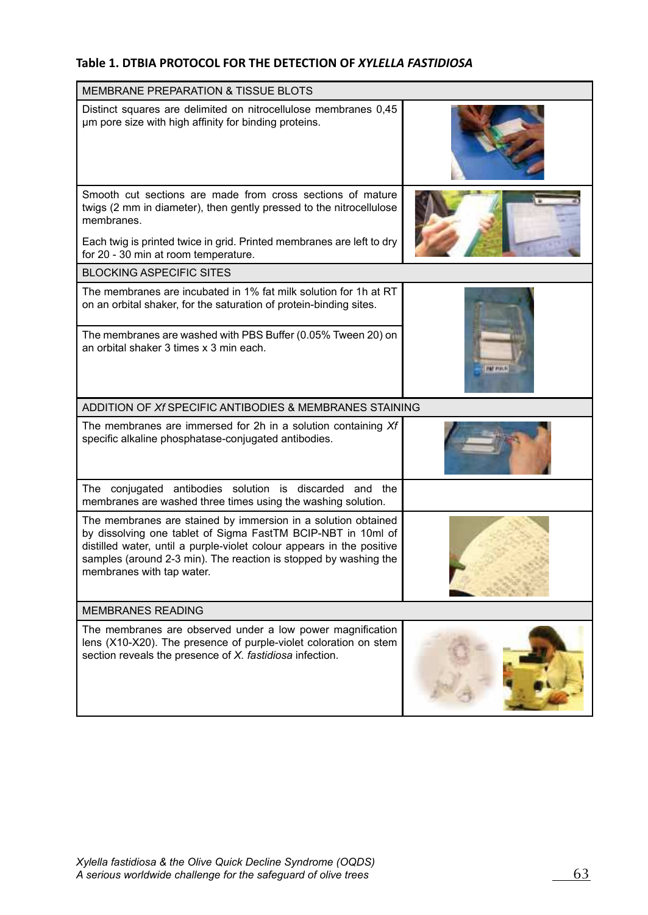### Table 1. DTBIA PROTOCOL FOR THE DETECTION OF *XYLELLA FASTIDIOSA*

| MEMBRANE PREPARATION & TISSUE BLOTS | |
|---|---|
| Distinct squares are delimited on nitrocellulose membranes 0,45 µm pore size with high affinity for binding proteins. | |
| Smooth cut sections are made from cross sections of mature twigs (2 mm in diameter), then gently pressed to the nitrocellulose membranes.<br><br>Each twig is printed twice in grid. Printed membranes are left to dry for 20 - 30 min at room temperature. | |
| **BLOCKING ASPECIFIC SITES** | |
| The membranes are incubated in 1% fat milk solution for 1h at RT on an orbital shaker, for the saturation of protein-binding sites. | |
| The membranes are washed with PBS Buffer (0.05% Tween 20) on an orbital shaker 3 times x 3 min each. | |
| **ADDITION OF *Xf* SPECIFIC ANTIBODIES & MEMBRANES STAINING** | |
| The membranes are immersed for 2h in a solution containing *Xf* specific alkaline phosphatase-conjugated antibodies. | |
| The conjugated antibodies solution is discarded and the membranes are washed three times using the washing solution. | |
| The membranes are stained by immersion in a solution obtained by dissolving one tablet of Sigma FastTM BCIP-NBT in 10ml of distilled water, until a purple-violet colour appears in the positive samples (around 2-3 min). The reaction is stopped by washing the membranes with tap water. | |
| **MEMBRANES READING** | |
| The membranes are observed under a low power magnification lens (X10-X20). The presence of purple-violet coloration on stem section reveals the presence of *X. fastidiosa* infection. | |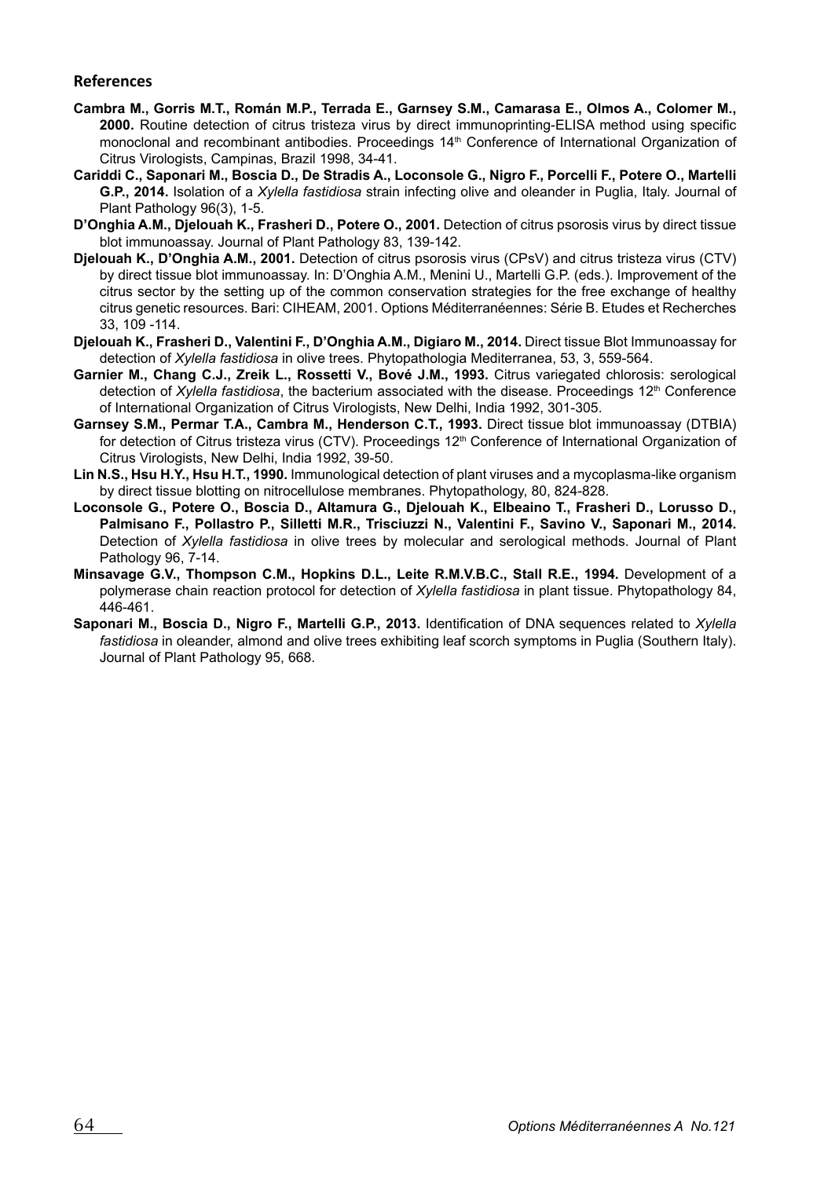## References

**Cambra M., Gorris M.T., Román M.P., Terrada E., Garnsey S.M., Camarasa E., Olmos A., Colomer M., 2000.** Routine detection of citrus tristeza virus by direct immunoprinting-ELISA method using specific monoclonal and recombinant antibodies. Proceedings 14th Conference of International Organization of Citrus Virologists, Campinas, Brazil 1998, 34-41.

**Cariddi C., Saponari M., Boscia D., De Stradis A., Loconsole G., Nigro F., Porcelli F., Potere O., Martelli G.P., 2014.** Isolation of a *Xylella fastidiosa* strain infecting olive and oleander in Puglia, Italy. Journal of Plant Pathology 96(3), 1-5.

**D'Onghia A.M., Djelouah K., Frasheri D., Potere O., 2001.** Detection of citrus psorosis virus by direct tissue blot immunoassay. Journal of Plant Pathology 83, 139-142.

**Djelouah K., D'Onghia A.M., 2001.** Detection of citrus psorosis virus (CPsV) and citrus tristeza virus (CTV) by direct tissue blot immunoassay. In: D'Onghia A.M., Menini U., Martelli G.P. (eds.). Improvement of the citrus sector by the setting up of the common conservation strategies for the free exchange of healthy citrus genetic resources. Bari: CIHEAM, 2001. Options Méditerranéennes: Série B. Etudes et Recherches 33, 109 -114.

**Djelouah K., Frasheri D., Valentini F., D'Onghia A.M., Digiaro M., 2014.** Direct tissue Blot Immunoassay for detection of *Xylella fastidiosa* in olive trees. Phytopathologia Mediterranea, 53, 3, 559-564.

**Garnier M., Chang C.J., Zreik L., Rossetti V., Bové J.M., 1993.** Citrus variegated chlorosis: serological detection of *Xylella fastidiosa*, the bacterium associated with the disease. Proceedings 12th Conference of International Organization of Citrus Virologists, New Delhi, India 1992, 301-305.

**Garnsey S.M., Permar T.A., Cambra M., Henderson C.T., 1993.** Direct tissue blot immunoassay (DTBIA) for detection of Citrus tristeza virus (CTV). Proceedings 12th Conference of International Organization of Citrus Virologists, New Delhi, India 1992, 39-50.

**Lin N.S., Hsu H.Y., Hsu H.T., 1990.** Immunological detection of plant viruses and a mycoplasma-like organism by direct tissue blotting on nitrocellulose membranes. Phytopathology, 80, 824-828.

**Loconsole G., Potere O., Boscia D., Altamura G., Djelouah K., Elbeaino T., Frasheri D., Lorusso D., Palmisano F., Pollastro P., Silletti M.R., Trisciuzzi N., Valentini F., Savino V., Saponari M., 2014.** Detection of *Xylella fastidiosa* in olive trees by molecular and serological methods. Journal of Plant Pathology 96, 7-14.

**Minsavage G.V., Thompson C.M., Hopkins D.L., Leite R.M.V.B.C., Stall R.E., 1994.** Development of a polymerase chain reaction protocol for detection of *Xylella fastidiosa* in plant tissue. Phytopathology 84, 446-461.

**Saponari M., Boscia D., Nigro F., Martelli G.P., 2013.** Identification of DNA sequences related to *Xylella fastidiosa* in oleander, almond and olive trees exhibiting leaf scorch symptoms in Puglia (Southern Italy). Journal of Plant Pathology 95, 668.